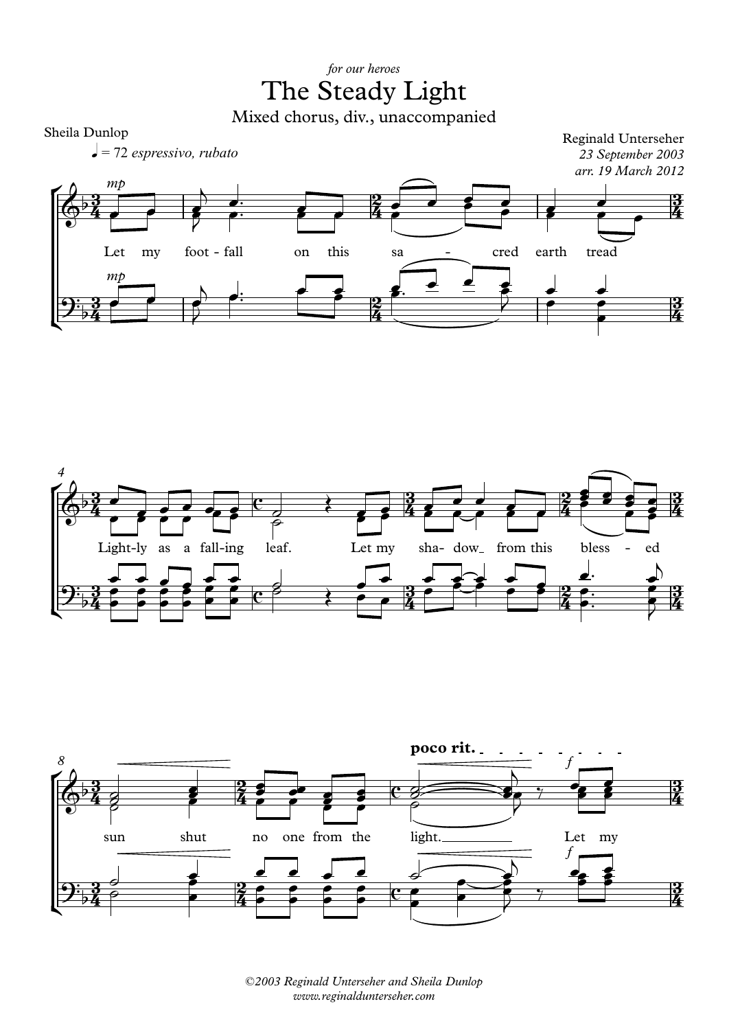*for our heroes*

# The Steady Light

Mixed chorus, div., unaccompanied

Sheila Dunlop

Reginald Unterseher
*23 September 2003*
*arr. 19 March 2012*

♩ = 72 *espressivo, rubato*

Let my foot - fall on this sa - cred earth tread

Light-ly as a fall-ing leaf. Let my sha- dow from this bless - ed

sun shut no one from the light. Let my

*©2003 Reginald Unterseher and Sheila Dunlop*
*www.reginaldunterseher.com*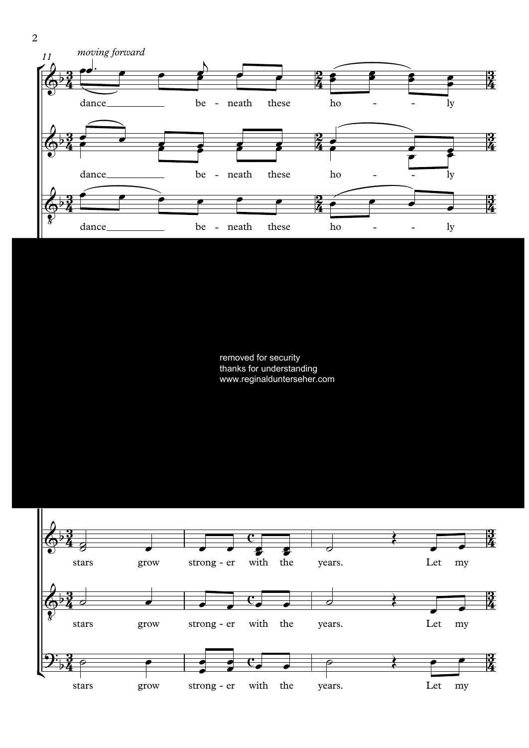*moving forward*

dance__ be - neath these ho - - ly

dance__ be - neath these ho - - ly

dance__ be - neath these ho - - ly

removed for security
thanks for understanding
www.reginaldunterseher.com

stars grow strong - er with the years. Let my

stars grow strong - er with the years. Let my

stars grow strong - er with the years. Let my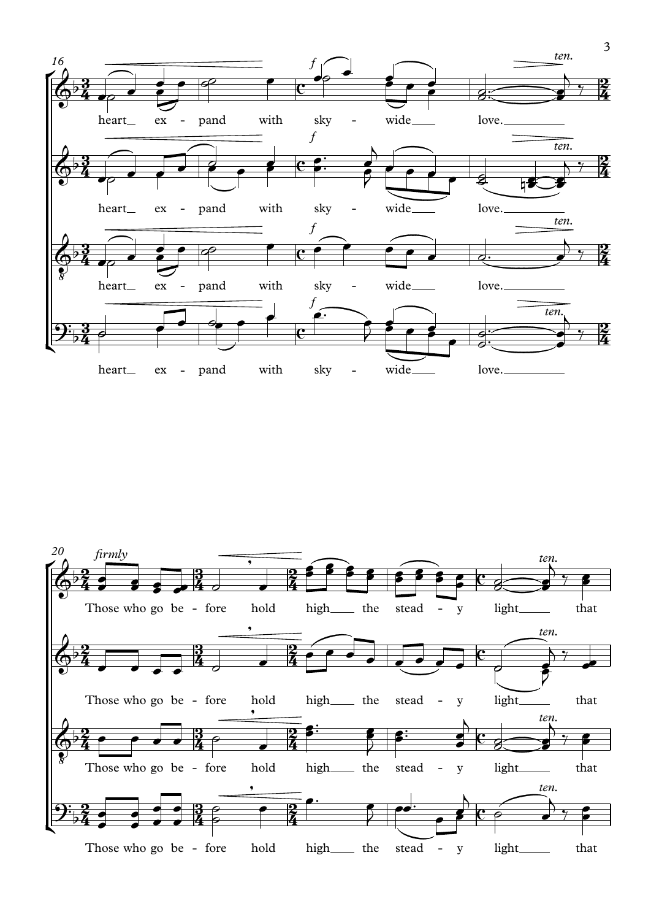*16*

heart ex - pand with sky - wide love.

heart ex - pand with sky - wide love.

heart ex - pand with sky - wide love.

heart ex - pand with sky - wide love.

*20* *firmly*

Those who go be - fore hold high the stead - y light that

Those who go be - fore hold high the stead - y light that

Those who go be - fore hold high the stead - y light that

Those who go be - fore hold high the stead - y light that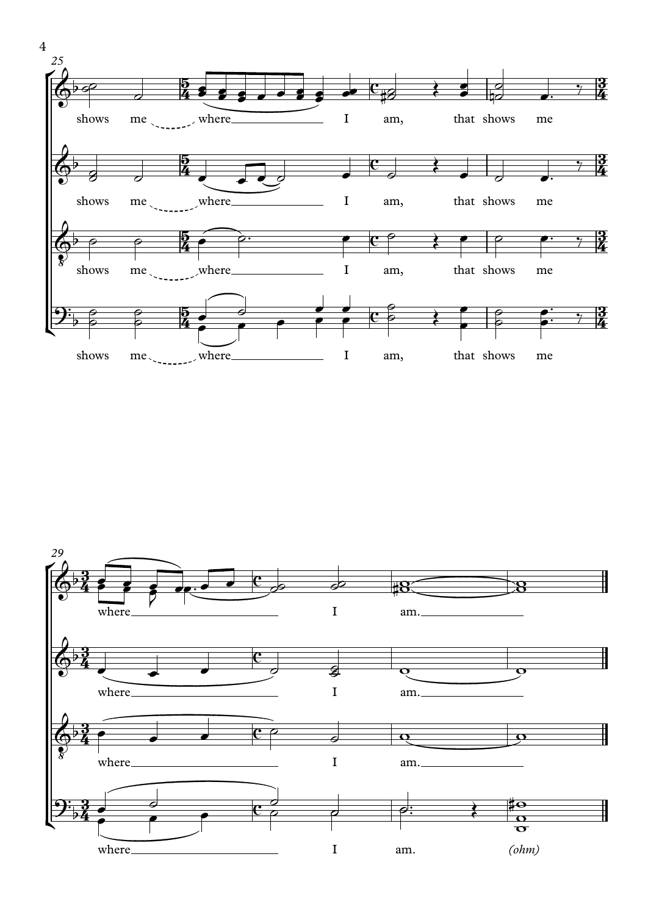25

shows me where I am, that shows me

shows me where I am, that shows me

shows me where I am, that shows me

shows me where I am, that shows me

29

where I am.

where I am.

where I am.

where I am. *(ohm)*